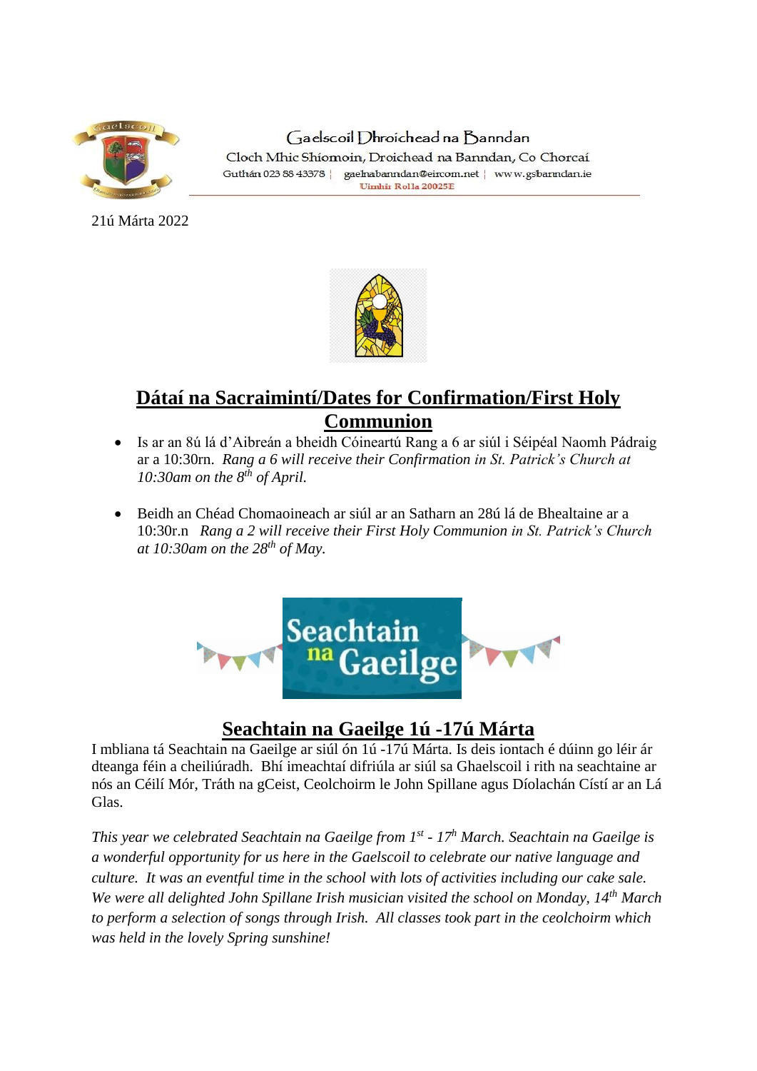Gaelscoil Dhroichead na Banndan

Cloch Mhic Shíomoin, Droichead na Banndan, Co Chorcaí

Guthán 023 88 43378 | gaelnabanndan@eircom.net | www.gsbanndan.ie

Uimhir Rolla 20025E

21ú Márta 2022

## Dátaí na Sacraimintí/Dates for Confirmation/First Holy Communion

- Is ar an 8ú lá d'Aibreán a bheidh Cóineartú Rang a 6 ar siúl i Séipéal Naomh Pádraig ar a 10:30rn. *Rang a 6 will receive their Confirmation in St. Patrick's Church at 10:30am on the 8th of April.*

- Beidh an Chéad Chomaoineach ar siúl ar an Satharn an 28ú lá de Bhealtaine ar a 10:30r.n *Rang a 2 will receive their First Holy Communion in St. Patrick's Church at 10:30am on the 28th of May.*

Seachtain na Gaeilge

## Seachtain na Gaeilge 1ú -17ú Márta

I mbliana tá Seachtain na Gaeilge ar siúl ón 1ú -17ú Márta. Is deis iontach é dúinn go léir ár dteanga féin a cheiliúradh. Bhí imeachtaí difriúla ar siúl sa Ghaelscoil i rith na seachtaine ar nós an Céilí Mór, Tráth na gCeist, Ceolchoirm le John Spillane agus Díolachán Cístí ar an Lá Glas.

*This year we celebrated Seachtain na Gaeilge from 1st - 17th March. Seachtain na Gaeilge is a wonderful opportunity for us here in the Gaelscoil to celebrate our native language and culture. It was an eventful time in the school with lots of activities including our cake sale. We were all delighted John Spillane Irish musician visited the school on Monday, 14th March to perform a selection of songs through Irish. All classes took part in the ceolchoirm which was held in the lovely Spring sunshine!*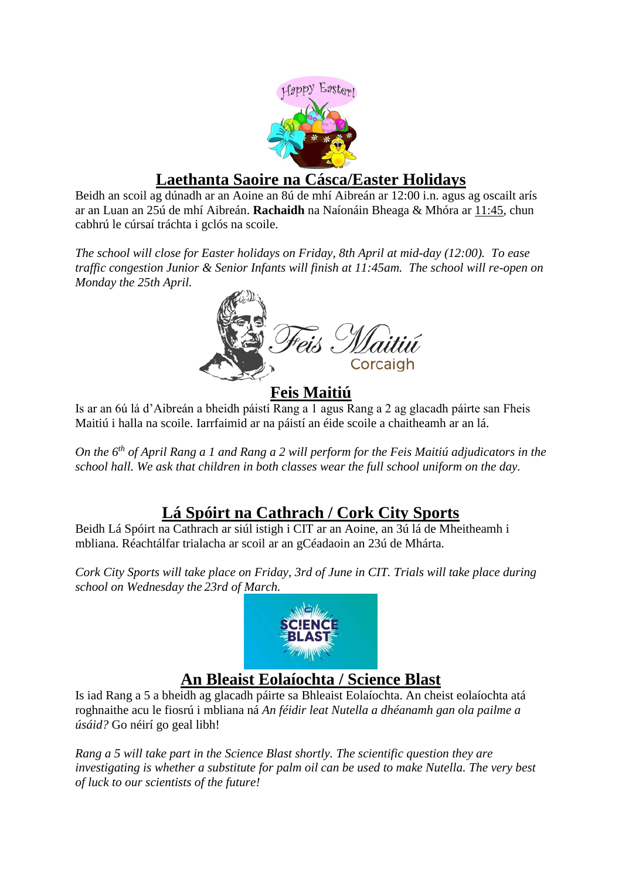## Laethanta Saoire na Cásca/Easter Holidays

Beidh an scoil ag dúnadh ar an Aoine an 8ú de mhí Aibreán ar 12:00 i.n. agus ag oscailt arís ar an Luan an 25ú de mhí Aibreán. **Rachaidh** na Naíonáin Bheaga & Mhóra ar 11:45, chun cabhrú le cúrsaí tráchta i gclós na scoile.

*The school will close for Easter holidays on Friday, 8th April at mid-day (12:00). To ease traffic congestion Junior & Senior Infants will finish at 11:45am. The school will re-open on Monday the 25th April.*

## Feis Maitiú

Is ar an 6ú lá d'Aibreán a bheidh páistí Rang a 1 agus Rang a 2 ag glacadh páirte san Fheis Maitiú i halla na scoile. Iarrfaimid ar na páistí an éide scoile a chaitheamh ar an lá.

*On the 6th of April Rang a 1 and Rang a 2 will perform for the Feis Maitiú adjudicators in the school hall. We ask that children in both classes wear the full school uniform on the day.*

## Lá Spóirt na Cathrach / Cork City Sports

Beidh Lá Spóirt na Cathrach ar siúl istigh i CIT ar an Aoine, an 3ú lá de Mheitheamh i mbliana. Réachtálfar trialacha ar scoil ar an gCéadaoin an 23ú de Mhárta.

*Cork City Sports will take place on Friday, 3rd of June in CIT. Trials will take place during school on Wednesday the 23rd of March.*

## An Bleaist Eolaíochta / Science Blast

Is iad Rang a 5 a bheidh ag glacadh páirte sa Bhleaist Eolaíochta. An cheist eolaíochta atá roghnaithe acu le fiosrú i mbliana ná *An féidir leat Nutella a dhéanamh gan ola pailme a úsáid?* Go néirí go geal libh!

*Rang a 5 will take part in the Science Blast shortly. The scientific question they are investigating is whether a substitute for palm oil can be used to make Nutella. The very best of luck to our scientists of the future!*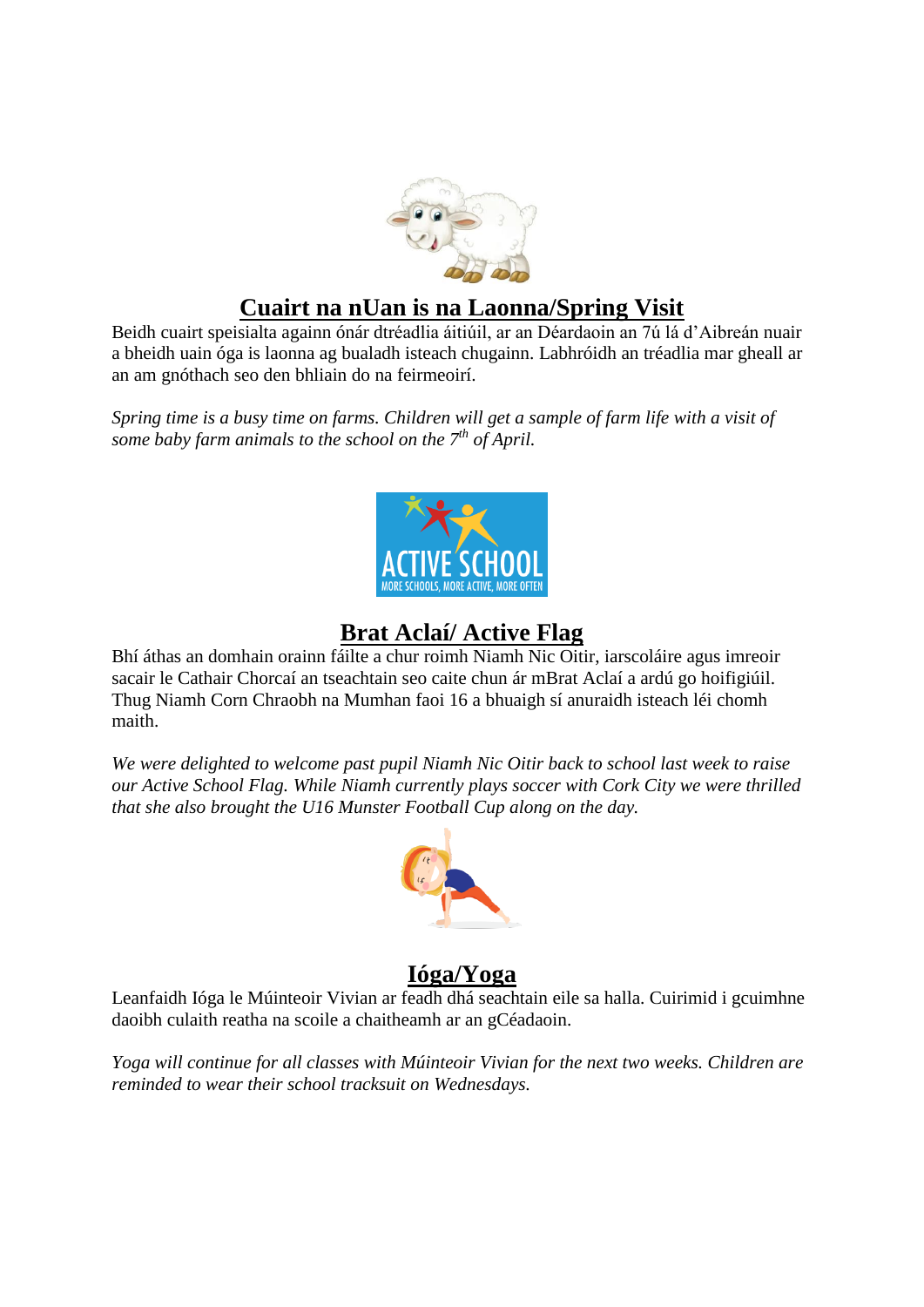## **Cuairt na nUan is na Laonna/Spring Visit**

Beidh cuairt speisialta againn ónár dtréadlia áitiúil, ar an Déardaoin an 7ú lá d'Aibreán nuair a bheidh uain óga is laonna ag bualadh isteach chugainn. Labhróidh an tréadlia mar gheall ar an am gnóthach seo den bhliain do na feirmeoirí.

*Spring time is a busy time on farms. Children will get a sample of farm life with a visit of some baby farm animals to the school on the 7th of April.*

## **Brat Aclaí/ Active Flag**

Bhí áthas an domhain orainn fáilte a chur roimh Niamh Nic Oitir, iarscoláire agus imreoir sacair le Cathair Chorcaí an tseachtain seo caite chun ár mBrat Aclaí a ardú go hoifigiúil. Thug Niamh Corn Chraobh na Mumhan faoi 16 a bhuaigh sí anuraidh isteach léi chomh maith.

*We were delighted to welcome past pupil Niamh Nic Oitir back to school last week to raise our Active School Flag. While Niamh currently plays soccer with Cork City we were thrilled that she also brought the U16 Munster Football Cup along on the day.*

## **Ióga/Yoga**

Leanfaidh Ióga le Múinteoir Vivian ar feadh dhá seachtain eile sa halla. Cuirimid i gcuimhne daoibh culaith reatha na scoile a chaitheamh ar an gCéadaoin.

*Yoga will continue for all classes with Múinteoir Vivian for the next two weeks. Children are reminded to wear their school tracksuit on Wednesdays.*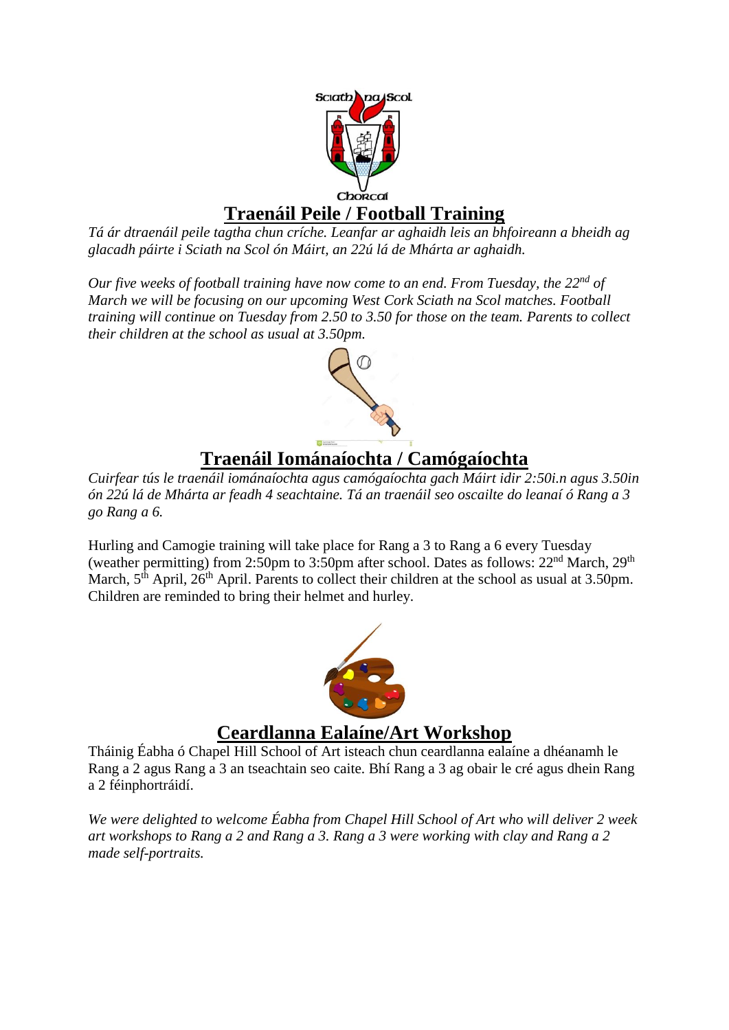## Traenáil Peile / Football Training

*Tá ár dtraenáil peile tagtha chun críche. Leanfar ar aghaidh leis an bhfoireann a bheidh ag glacadh páirte i Sciath na Scol ón Máirt, an 22ú lá de Mhárta ar aghaidh.*

*Our five weeks of football training have now come to an end. From Tuesday, the 22nd of March we will be focusing on our upcoming West Cork Sciath na Scol matches. Football training will continue on Tuesday from 2.50 to 3.50 for those on the team. Parents to collect their children at the school as usual at 3.50pm.*

## Traenáil Iománaíochta / Camógaíochta

*Cuirfear tús le traenáil iománaíochta agus camógaíochta gach Máirt idir 2:50i.n agus 3.50in ón 22ú lá de Mhárta ar feadh 4 seachtaine. Tá an traenáil seo oscailte do leanaí ó Rang a 3 go Rang a 6.*

Hurling and Camogie training will take place for Rang a 3 to Rang a 6 every Tuesday (weather permitting) from 2:50pm to 3:50pm after school. Dates as follows: 22nd March, 29th March, 5th April, 26th April. Parents to collect their children at the school as usual at 3.50pm. Children are reminded to bring their helmet and hurley.

## Ceardlanna Ealaíne/Art Workshop

Tháinig Éabha ó Chapel Hill School of Art isteach chun ceardlanna ealaíne a dhéanamh le Rang a 2 agus Rang a 3 an tseachtain seo caite. Bhí Rang a 3 ag obair le cré agus dhein Rang a 2 féinphortráidí.

*We were delighted to welcome Éabha from Chapel Hill School of Art who will deliver 2 week art workshops to Rang a 2 and Rang a 3. Rang a 3 were working with clay and Rang a 2 made self-portraits.*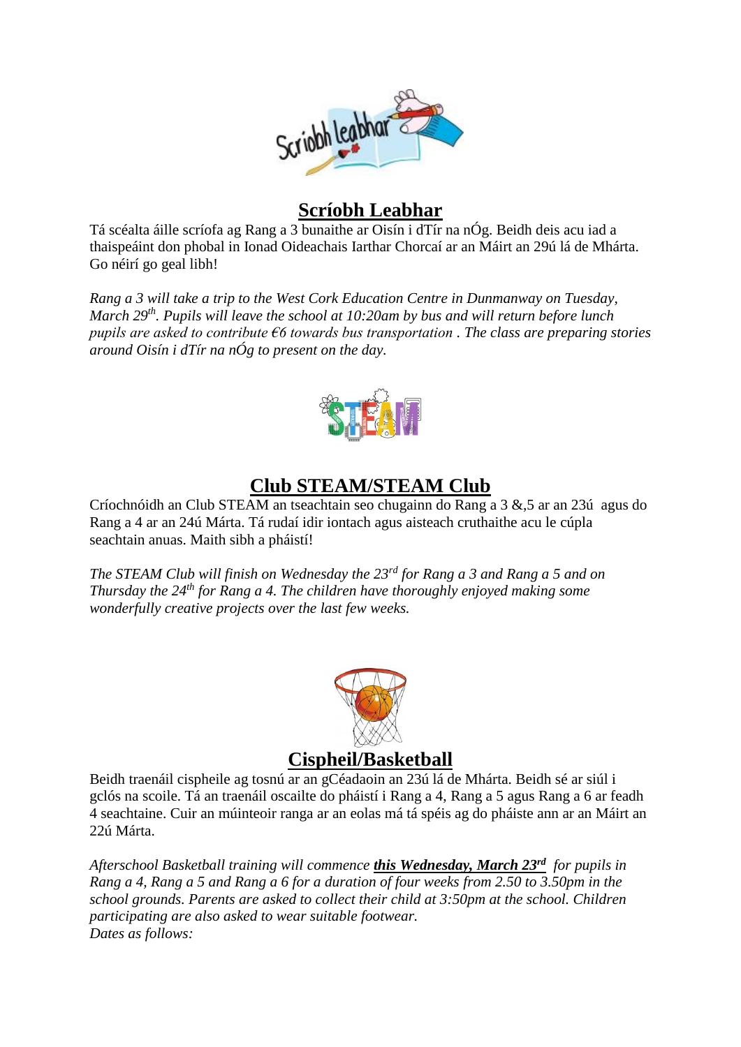## Scríobh Leabhar

Tá scéalta áille scríofa ag Rang a 3 bunaithe ar Oisín i dTír na nÓg. Beidh deis acu iad a thaispeáint don phobal in Ionad Oideachais Iarthar Chorcaí ar an Máirt an 29ú lá de Mhárta. Go néirí go geal libh!

*Rang a 3 will take a trip to the West Cork Education Centre in Dunmanway on Tuesday, March 29th. Pupils will leave the school at 10:20am by bus and will return before lunch pupils are asked to contribute €6 towards bus transportation . The class are preparing stories around Oisín i dTír na nÓg to present on the day.*

## Club STEAM/STEAM Club

Críochnóidh an Club STEAM an tseachtain seo chugainn do Rang a 3 &,5 ar an 23ú agus do Rang a 4 ar an 24ú Márta. Tá rudaí idir iontach agus aisteach cruthaithe acu le cúpla seachtain anuas. Maith sibh a pháistí!

*The STEAM Club will finish on Wednesday the 23rd for Rang a 3 and Rang a 5 and on Thursday the 24th for Rang a 4. The children have thoroughly enjoyed making some wonderfully creative projects over the last few weeks.*

## Cispheil/Basketball

Beidh traenáil cispheile ag tosnú ar an gCéadaoin an 23ú lá de Mhárta. Beidh sé ar siúl i gclós na scoile. Tá an traenáil oscailte do pháistí i Rang a 4, Rang a 5 agus Rang a 6 ar feadh 4 seachtaine. Cuir an múinteoir ranga ar an eolas má tá spéis ag do pháiste ann ar an Máirt an 22ú Márta.

*Afterschool Basketball training will commence* ***this Wednesday, March 23rd*** *for pupils in Rang a 4, Rang a 5 and Rang a 6 for a duration of four weeks from 2.50 to 3.50pm in the school grounds. Parents are asked to collect their child at 3:50pm at the school. Children participating are also asked to wear suitable footwear.*
*Dates as follows:*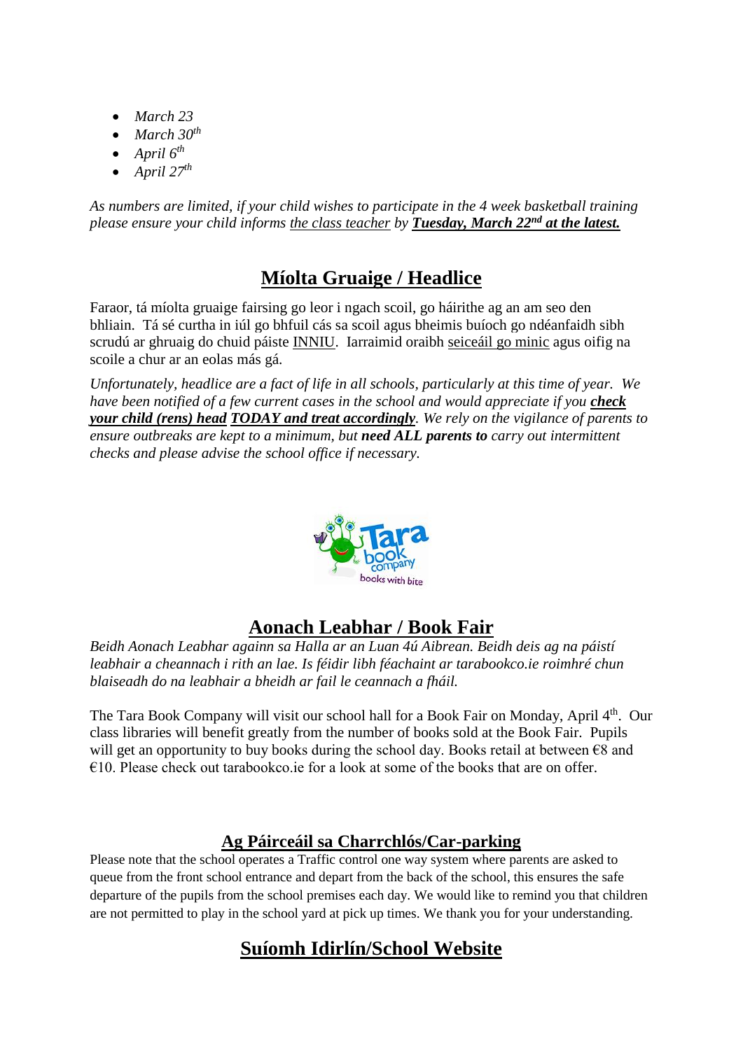- *March 23*
- *March 30th*
- *April 6th*
- *April 27th*

*As numbers are limited, if your child wishes to participate in the 4 week basketball training please ensure your child informs the class teacher by* ***Tuesday, March 22nd at the latest.***

## Míolta Gruaige / Headlice

Faraor, tá míolta gruaige fairsing go leor i ngach scoil, go háirithe ag an am seo den bhliain. Tá sé curtha in iúl go bhfuil cás sa scoil agus bheimis buíoch go ndéanfaidh sibh scrudú ar ghruaig do chuid páiste INNIU. Iarraimid oraibh seiceáil go minic agus oifig na scoile a chur ar an eolas más gá.

*Unfortunately, headlice are a fact of life in all schools, particularly at this time of year. We have been notified of a few current cases in the school and would appreciate if you* ***check your child (rens) head TODAY and treat accordingly****. We rely on the vigilance of parents to ensure outbreaks are kept to a minimum, but* ***need ALL parents to*** *carry out intermittent checks and please advise the school office if necessary.*

## Aonach Leabhar / Book Fair

*Beidh Aonach Leabhar againn sa Halla ar an Luan 4ú Aibrean. Beidh deis ag na páistí leabhair a cheannach i rith an lae. Is féidir libh féachaint ar tarabookco.ie roimhré chun blaiseadh do na leabhair a bheidh ar fail le ceannach a fháil.*

The Tara Book Company will visit our school hall for a Book Fair on Monday, April 4th. Our class libraries will benefit greatly from the number of books sold at the Book Fair. Pupils will get an opportunity to buy books during the school day. Books retail at between €8 and €10. Please check out tarabookco.ie for a look at some of the books that are on offer.

## Ag Páirceáil sa Charrchlós/Car-parking

Please note that the school operates a Traffic control one way system where parents are asked to queue from the front school entrance and depart from the back of the school, this ensures the safe departure of the pupils from the school premises each day. We would like to remind you that children are not permitted to play in the school yard at pick up times. We thank you for your understanding.

## Suíomh Idirlín/School Website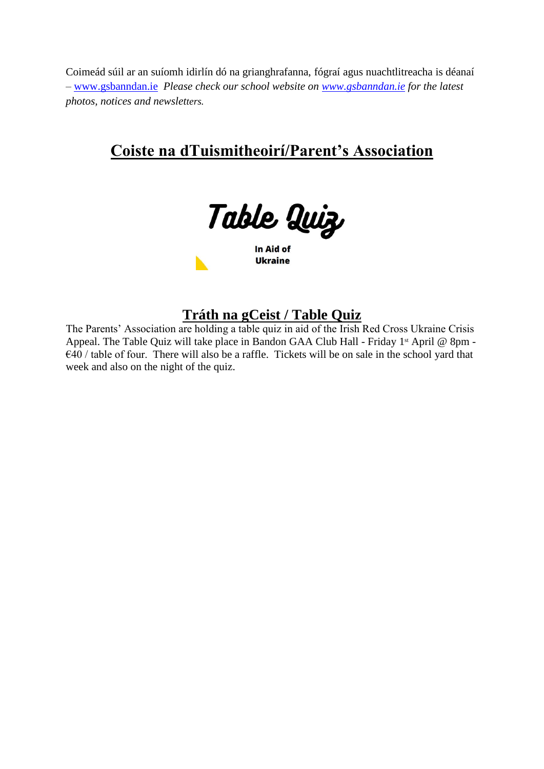Coimeád súil ar an suíomh idirlín dó na grianghrafanna, fógraí agus nuachtlitreacha is déanaí – www.gsbanndan.ie *Please check our school website on www.gsbanndan.ie for the latest photos, notices and newsletters.*

## Coiste na dTuismitheoirí/Parent's Association

Table Quiz

In Aid of Ukraine

### Tráth na gCeist / Table Quiz

The Parents' Association are holding a table quiz in aid of the Irish Red Cross Ukraine Crisis Appeal. The Table Quiz will take place in Bandon GAA Club Hall - Friday 1st April @ 8pm - €40 / table of four. There will also be a raffle. Tickets will be on sale in the school yard that week and also on the night of the quiz.